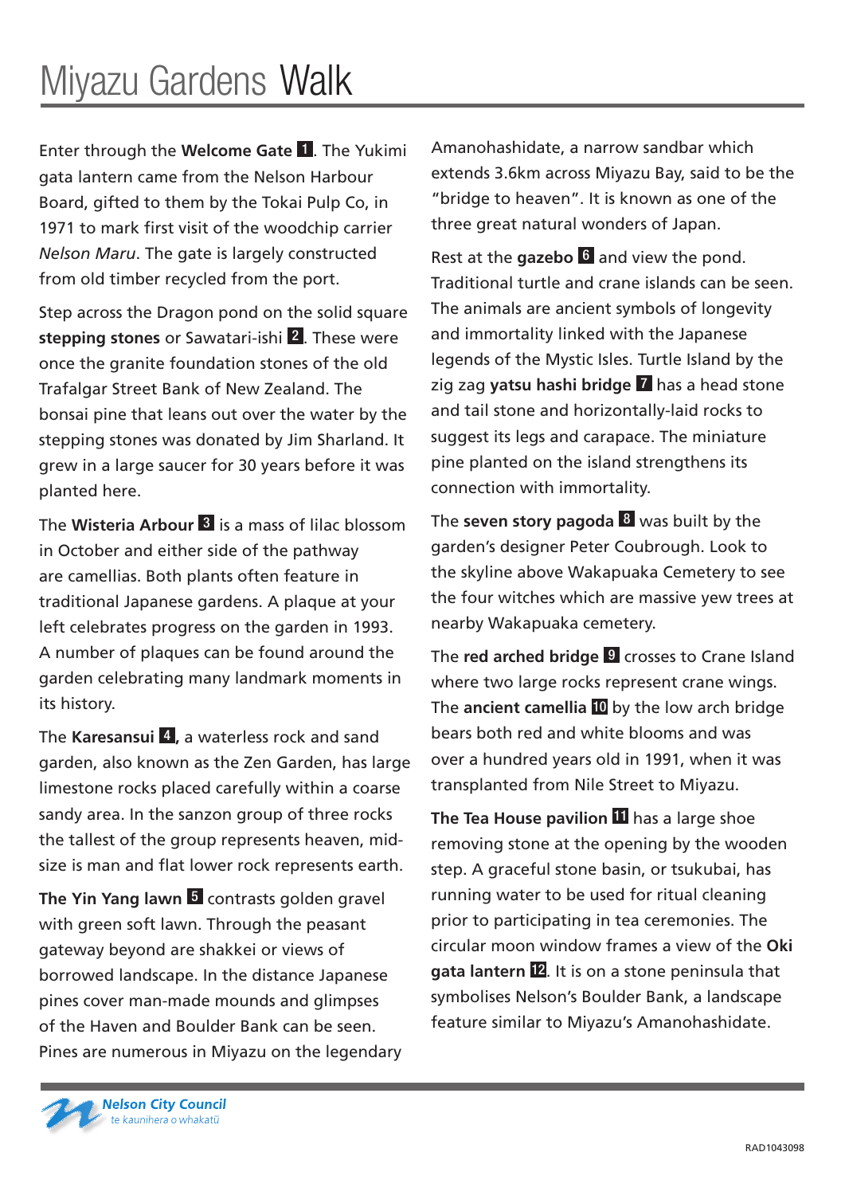# Miyazu Gardens Walk

Enter through the **Welcome Gate** 1. The Yukimi gata lantern came from the Nelson Harbour Board, gifted to them by the Tokai Pulp Co, in 1971 to mark first visit of the woodchip carrier *Nelson Maru*. The gate is largely constructed from old timber recycled from the port.

Step across the Dragon pond on the solid square **stepping stones** or Sawatari-ishi 2. These were once the granite foundation stones of the old Trafalgar Street Bank of New Zealand. The bonsai pine that leans out over the water by the stepping stones was donated by Jim Sharland. It grew in a large saucer for 30 years before it was planted here.

The **Wisteria Arbour** 3 is a mass of lilac blossom in October and either side of the pathway are camellias. Both plants often feature in traditional Japanese gardens. A plaque at your left celebrates progress on the garden in 1993. A number of plaques can be found around the garden celebrating many landmark moments in its history.

The **Karesansui** 4, a waterless rock and sand garden, also known as the Zen Garden, has large limestone rocks placed carefully within a coarse sandy area. In the sanzon group of three rocks the tallest of the group represents heaven, mid-size is man and flat lower rock represents earth.

**The Yin Yang lawn** 5 contrasts golden gravel with green soft lawn. Through the peasant gateway beyond are shakkei or views of borrowed landscape. In the distance Japanese pines cover man-made mounds and glimpses of the Haven and Boulder Bank can be seen. Pines are numerous in Miyazu on the legendary Amanohashidate, a narrow sandbar which extends 3.6km across Miyazu Bay, said to be the "bridge to heaven". It is known as one of the three great natural wonders of Japan.

Rest at the **gazebo** 6 and view the pond. Traditional turtle and crane islands can be seen. The animals are ancient symbols of longevity and immortality linked with the Japanese legends of the Mystic Isles. Turtle Island by the zig zag **yatsu hashi bridge** 7 has a head stone and tail stone and horizontally-laid rocks to suggest its legs and carapace. The miniature pine planted on the island strengthens its connection with immortality.

The **seven story pagoda** 8 was built by the garden's designer Peter Coubrough. Look to the skyline above Wakapuaka Cemetery to see the four witches which are massive yew trees at nearby Wakapuaka cemetery.

The **red arched bridge** 9 crosses to Crane Island where two large rocks represent crane wings. The **ancient camellia** 10 by the low arch bridge bears both red and white blooms and was over a hundred years old in 1991, when it was transplanted from Nile Street to Miyazu.

**The Tea House pavilion** 11 has a large shoe removing stone at the opening by the wooden step. A graceful stone basin, or tsukubai, has running water to be used for ritual cleaning prior to participating in tea ceremonies. The circular moon window frames a view of the **Oki gata lantern** 12. It is on a stone peninsula that symbolises Nelson's Boulder Bank, a landscape feature similar to Miyazu's Amanohashidate.

Nelson City Council
te kaunihera o whakatū

RAD1043098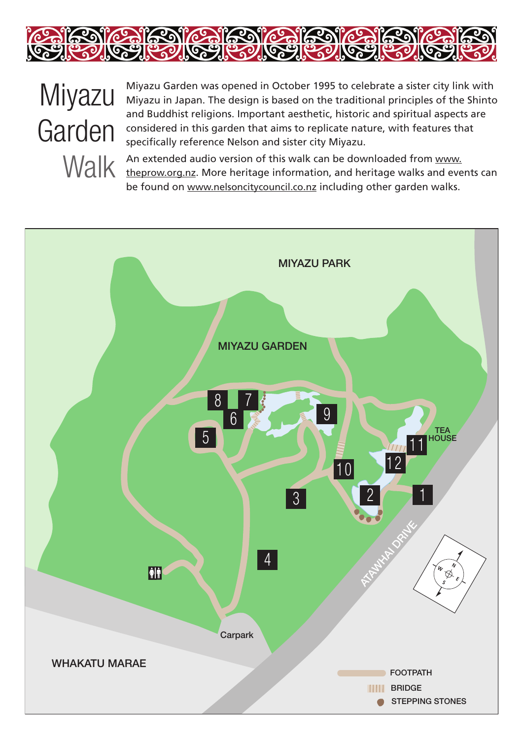# Miyazu Garden Walk

Miyazu Garden was opened in October 1995 to celebrate a sister city link with Miyazu in Japan. The design is based on the traditional principles of the Shinto and Buddhist religions. Important aesthetic, historic and spiritual aspects are considered in this garden that aims to replicate nature, with features that specifically reference Nelson and sister city Miyazu.

An extended audio version of this walk can be downloaded from www.theprow.org.nz. More heritage information, and heritage walks and events can be found on www.nelsoncitycouncil.co.nz including other garden walks.

MIYAZU PARK

MIYAZU GARDEN

TEA HOUSE

ATAWHAI DRIVE

Carpark

WHAKATU MARAE

1 2 3 4 5 6 7 8 9 10 11 12

N E S W

FOOTPATH

BRIDGE

STEPPING STONES